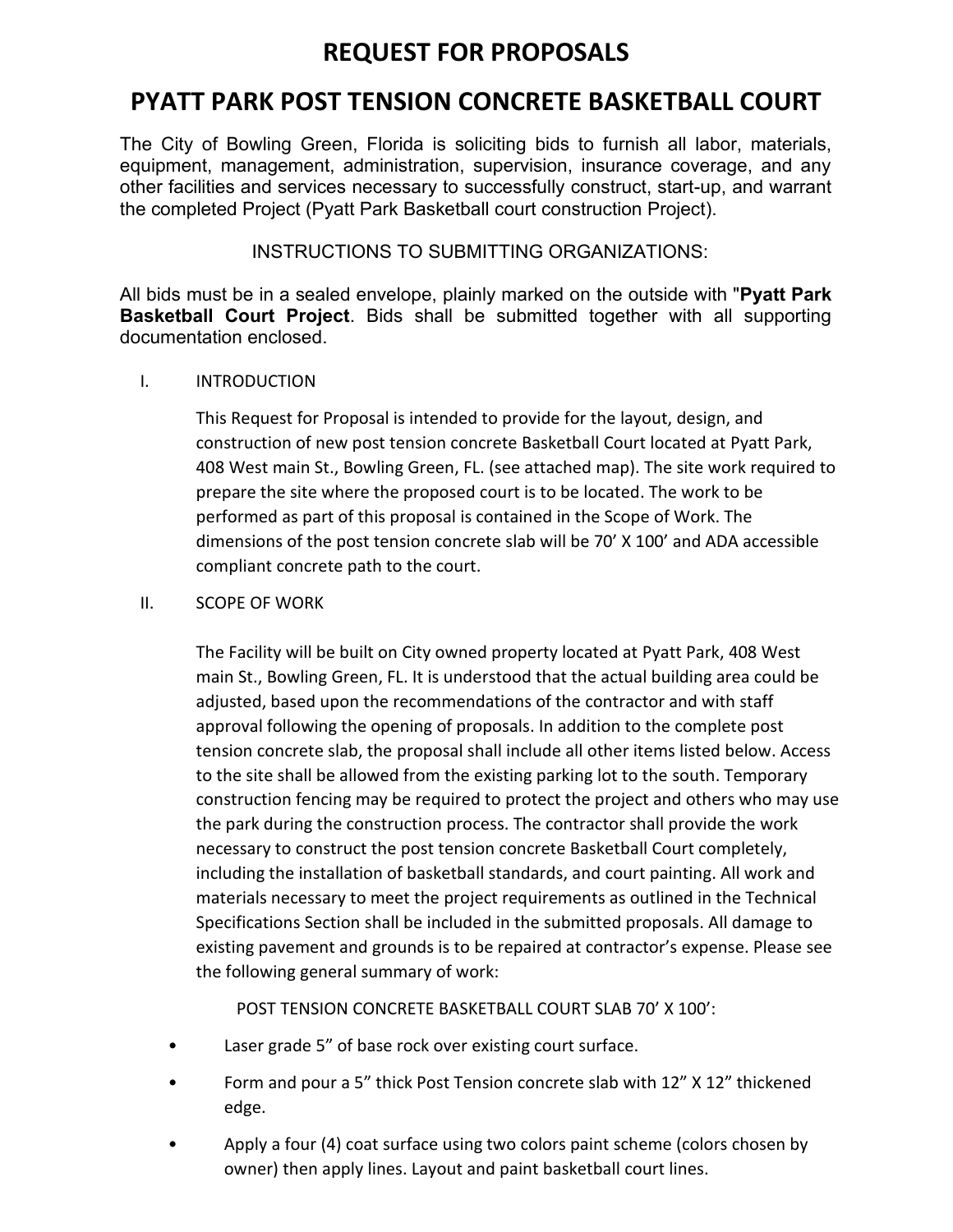# REQUEST FOR PROPOSALS

# PYATT PARK POST TENSION CONCRETE BASKETBALL COURT

The City of Bowling Green, Florida is soliciting bids to furnish all labor, materials, equipment, management, administration, supervision, insurance coverage, and any other facilities and services necessary to successfully construct, start-up, and warrant the completed Project (Pyatt Park Basketball court construction Project).

INSTRUCTIONS TO SUBMITTING ORGANIZATIONS:

All bids must be in a sealed envelope, plainly marked on the outside with "**Pyatt Park Basketball Court Project**. Bids shall be submitted together with all supporting documentation enclosed.

## I. INTRODUCTION

This Request for Proposal is intended to provide for the layout, design, and construction of new post tension concrete Basketball Court located at Pyatt Park, 408 West main St., Bowling Green, FL. (see attached map). The site work required to prepare the site where the proposed court is to be located. The work to be performed as part of this proposal is contained in the Scope of Work. The dimensions of the post tension concrete slab will be 70' X 100' and ADA accessible compliant concrete path to the court.

## II. SCOPE OF WORK

The Facility will be built on City owned property located at Pyatt Park, 408 West main St., Bowling Green, FL. It is understood that the actual building area could be adjusted, based upon the recommendations of the contractor and with staff approval following the opening of proposals. In addition to the complete post tension concrete slab, the proposal shall include all other items listed below. Access to the site shall be allowed from the existing parking lot to the south. Temporary construction fencing may be required to protect the project and others who may use the park during the construction process. The contractor shall provide the work necessary to construct the post tension concrete Basketball Court completely, including the installation of basketball standards, and court painting. All work and materials necessary to meet the project requirements as outlined in the Technical Specifications Section shall be included in the submitted proposals. All damage to existing pavement and grounds is to be repaired at contractor's expense. Please see the following general summary of work:

POST TENSION CONCRETE BASKETBALL COURT SLAB 70' X 100':

- Laser grade 5" of base rock over existing court surface.
- Form and pour a 5" thick Post Tension concrete slab with 12" X 12" thickened edge.
- Apply a four (4) coat surface using two colors paint scheme (colors chosen by owner) then apply lines. Layout and paint basketball court lines.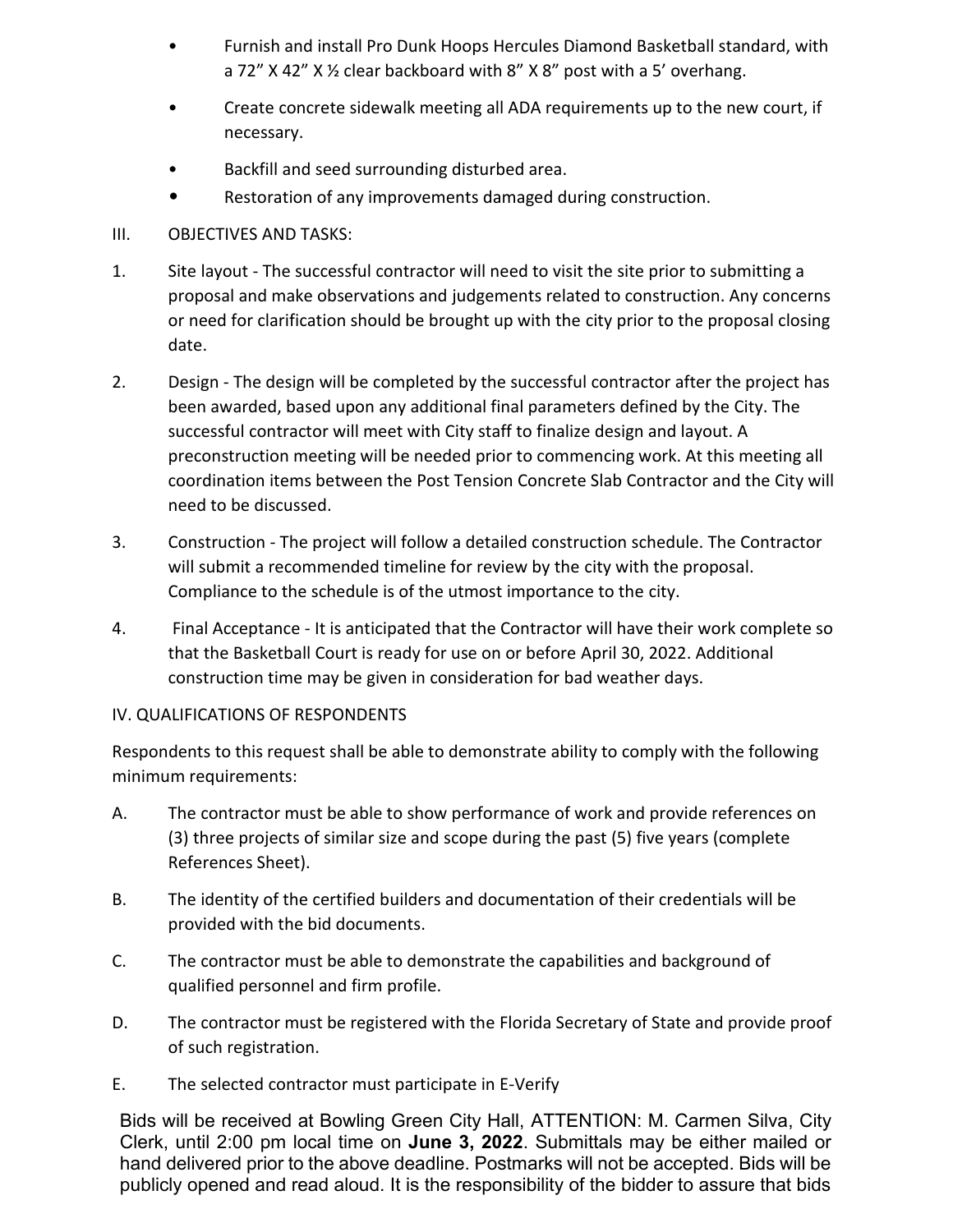- Furnish and install Pro Dunk Hoops Hercules Diamond Basketball standard, with a 72” X 42” X ½ clear backboard with 8” X 8” post with a 5’ overhang.
- Create concrete sidewalk meeting all ADA requirements up to the new court, if necessary.
- Backfill and seed surrounding disturbed area.
- Restoration of any improvements damaged during construction.

III. OBJECTIVES AND TASKS:

1. Site layout - The successful contractor will need to visit the site prior to submitting a proposal and make observations and judgements related to construction. Any concerns or need for clarification should be brought up with the city prior to the proposal closing date.

2. Design - The design will be completed by the successful contractor after the project has been awarded, based upon any additional final parameters defined by the City. The successful contractor will meet with City staff to finalize design and layout. A preconstruction meeting will be needed prior to commencing work. At this meeting all coordination items between the Post Tension Concrete Slab Contractor and the City will need to be discussed.

3. Construction - The project will follow a detailed construction schedule. The Contractor will submit a recommended timeline for review by the city with the proposal. Compliance to the schedule is of the utmost importance to the city.

4. Final Acceptance - It is anticipated that the Contractor will have their work complete so that the Basketball Court is ready for use on or before April 30, 2022. Additional construction time may be given in consideration for bad weather days.

IV. QUALIFICATIONS OF RESPONDENTS

Respondents to this request shall be able to demonstrate ability to comply with the following minimum requirements:

A. The contractor must be able to show performance of work and provide references on (3) three projects of similar size and scope during the past (5) five years (complete References Sheet).

B. The identity of the certified builders and documentation of their credentials will be provided with the bid documents.

C. The contractor must be able to demonstrate the capabilities and background of qualified personnel and firm profile.

D. The contractor must be registered with the Florida Secretary of State and provide proof of such registration.

E. The selected contractor must participate in E-Verify

Bids will be received at Bowling Green City Hall, ATTENTION: M. Carmen Silva, City Clerk, until 2:00 pm local time on **June 3, 2022**. Submittals may be either mailed or hand delivered prior to the above deadline. Postmarks will not be accepted. Bids will be publicly opened and read aloud. It is the responsibility of the bidder to assure that bids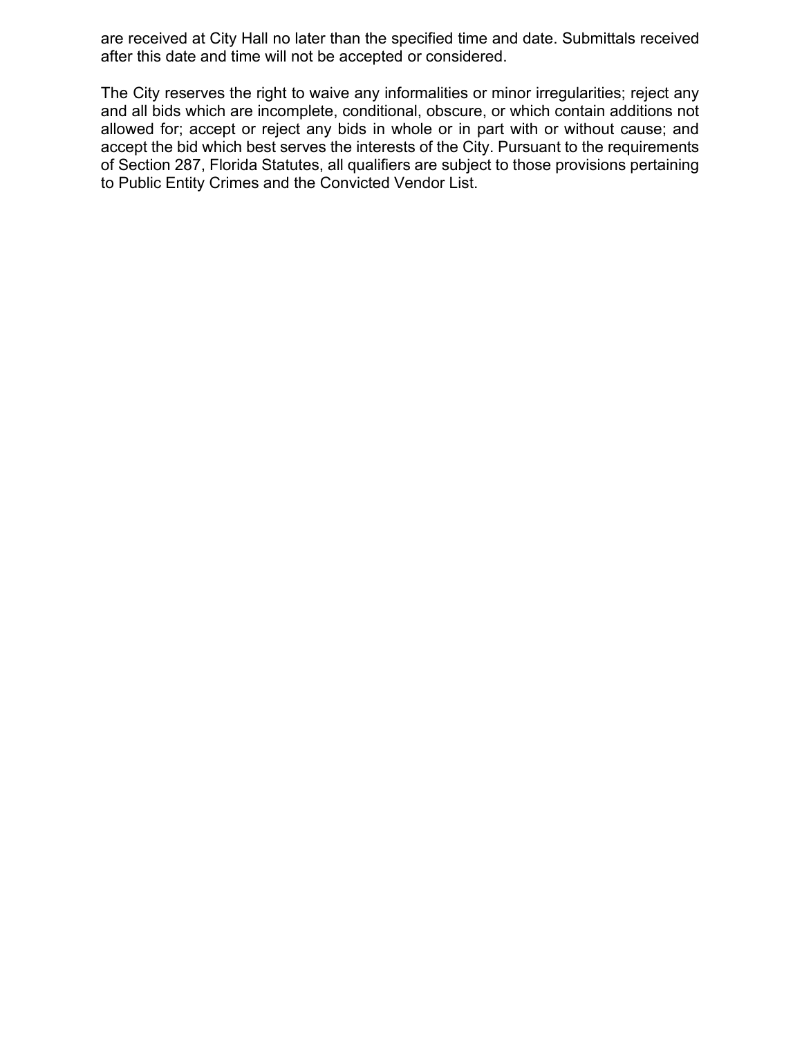are received at City Hall no later than the specified time and date. Submittals received after this date and time will not be accepted or considered.

The City reserves the right to waive any informalities or minor irregularities; reject any and all bids which are incomplete, conditional, obscure, or which contain additions not allowed for; accept or reject any bids in whole or in part with or without cause; and accept the bid which best serves the interests of the City. Pursuant to the requirements of Section 287, Florida Statutes, all qualifiers are subject to those provisions pertaining to Public Entity Crimes and the Convicted Vendor List.